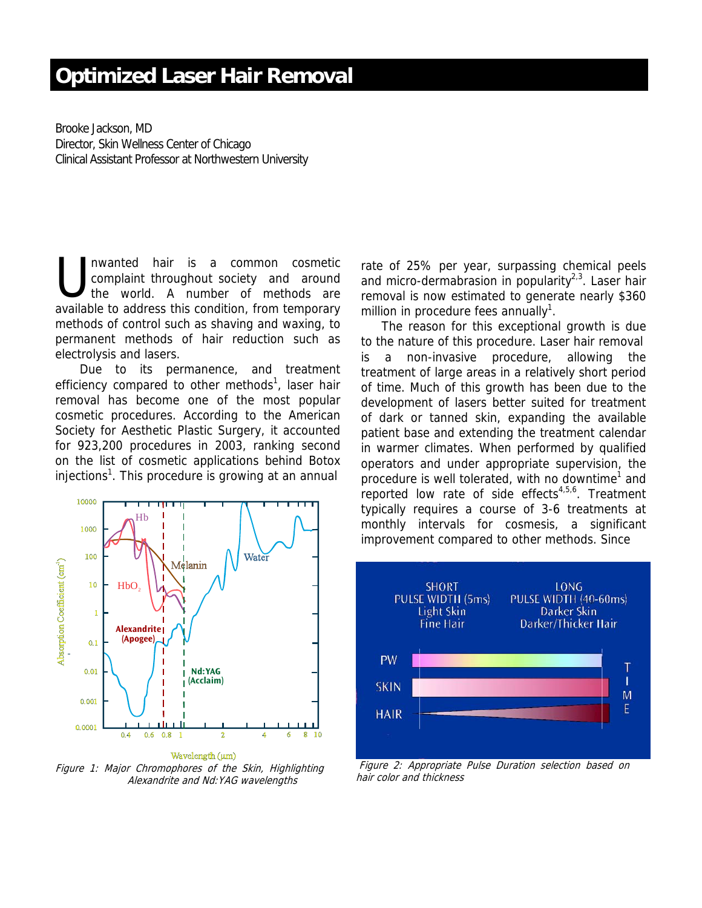# Optimized Laser Hair Removal

Brooke Jackson, MD
Director, Skin Wellness Center of Chicago
Clinical Assistant Professor at Northwestern University

Unwanted hair is a common cosmetic complaint throughout society and around the world. A number of methods are available to address this condition, from temporary methods of control such as shaving and waxing, to permanent methods of hair reduction such as electrolysis and lasers.

Due to its permanence, and treatment efficiency compared to other methods[1], laser hair removal has become one of the most popular cosmetic procedures. According to the American Society for Aesthetic Plastic Surgery, it accounted for 923,200 procedures in 2003, ranking second on the list of cosmetic applications behind Botox injections[1]. This procedure is growing at an annual rate of 25% per year, surpassing chemical peels and micro-dermabrasion in popularity[2,3]. Laser hair removal is now estimated to generate nearly $360 million in procedure fees annually[1].

Figure 1: Major Chromophores of the Skin, Highlighting Alexandrite and Nd:YAG wavelengths

The reason for this exceptional growth is due to the nature of this procedure. Laser hair removal is a non-invasive procedure, allowing the treatment of large areas in a relatively short period of time. Much of this growth has been due to the development of lasers better suited for treatment of dark or tanned skin, expanding the available patient base and extending the treatment calendar in warmer climates. When performed by qualified operators and under appropriate supervision, the procedure is well tolerated, with no downtime[1] and reported low rate of side effects[4,5,6]. Treatment typically requires a course of 3-6 treatments at monthly intervals for cosmesis, a significant improvement compared to other methods. Since

Figure 2: Appropriate Pulse Duration selection based on hair color and thickness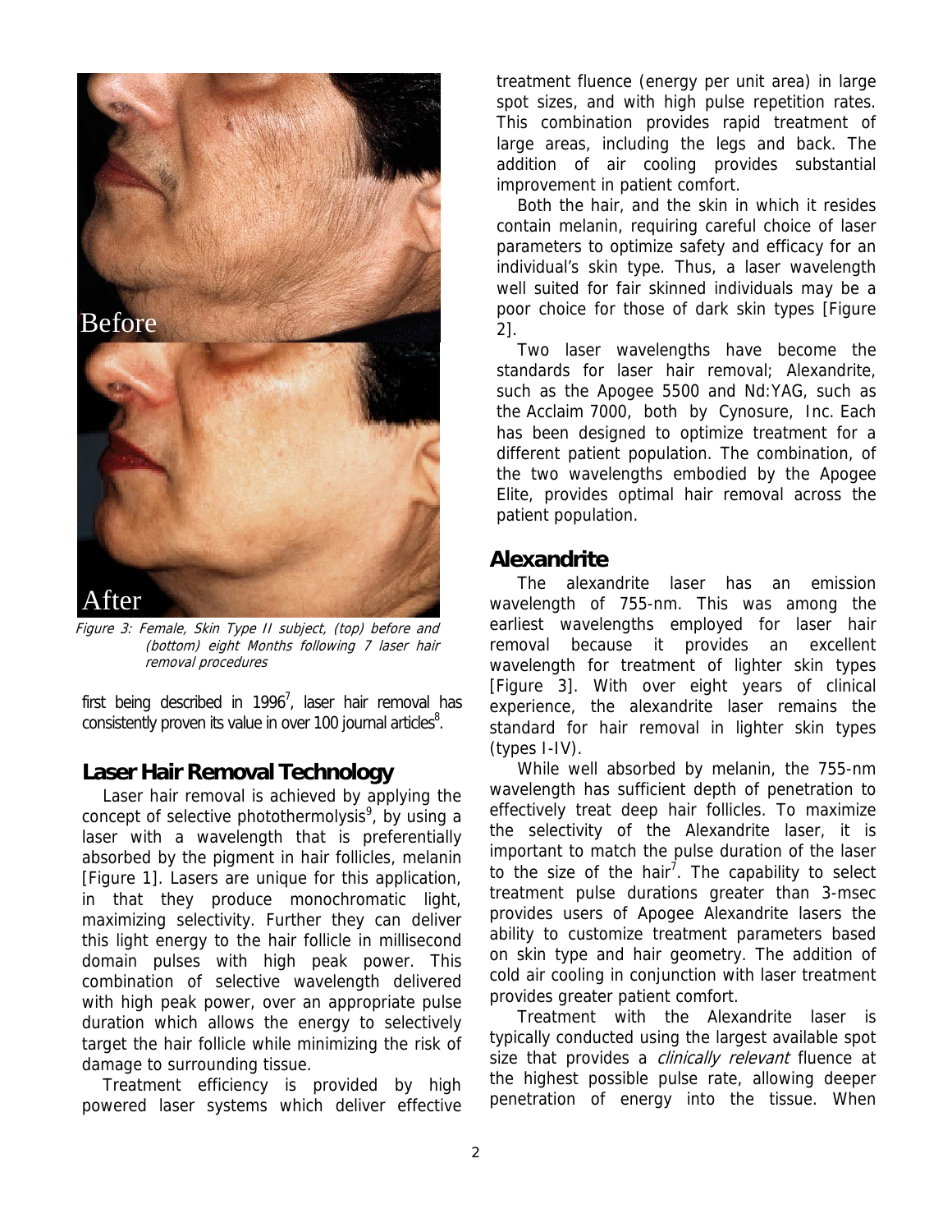Figure 3: Female, Skin Type II subject, (top) before and (bottom) eight Months following 7 laser hair removal procedures

first being described in 1996[7], laser hair removal has consistently proven its value in over 100 journal articles[8].

## Laser Hair Removal Technology

Laser hair removal is achieved by applying the concept of selective photothermolysis[9], by using a laser with a wavelength that is preferentially absorbed by the pigment in hair follicles, melanin [Figure 1]. Lasers are unique for this application, in that they produce monochromatic light, maximizing selectivity. Further they can deliver this light energy to the hair follicle in millisecond domain pulses with high peak power. This combination of selective wavelength delivered with high peak power, over an appropriate pulse duration which allows the energy to selectively target the hair follicle while minimizing the risk of damage to surrounding tissue.

Treatment efficiency is provided by high powered laser systems which deliver effective treatment fluence (energy per unit area) in large spot sizes, and with high pulse repetition rates. This combination provides rapid treatment of large areas, including the legs and back. The addition of air cooling provides substantial improvement in patient comfort.

Both the hair, and the skin in which it resides contain melanin, requiring careful choice of laser parameters to optimize safety and efficacy for an individual's skin type. Thus, a laser wavelength well suited for fair skinned individuals may be a poor choice for those of dark skin types [Figure 2].

Two laser wavelengths have become the standards for laser hair removal; Alexandrite, such as the Apogee 5500 and Nd:YAG, such as the Acclaim 7000, both by Cynosure, Inc. Each has been designed to optimize treatment for a different patient population. The combination, of the two wavelengths embodied by the Apogee Elite, provides optimal hair removal across the patient population.

## Alexandrite

The alexandrite laser has an emission wavelength of 755-nm. This was among the earliest wavelengths employed for laser hair removal because it provides an excellent wavelength for treatment of lighter skin types [Figure 3]. With over eight years of clinical experience, the alexandrite laser remains the standard for hair removal in lighter skin types (types I-IV).

While well absorbed by melanin, the 755-nm wavelength has sufficient depth of penetration to effectively treat deep hair follicles. To maximize the selectivity of the Alexandrite laser, it is important to match the pulse duration of the laser to the size of the hair[7]. The capability to select treatment pulse durations greater than 3-msec provides users of Apogee Alexandrite lasers the ability to customize treatment parameters based on skin type and hair geometry. The addition of cold air cooling in conjunction with laser treatment provides greater patient comfort.

Treatment with the Alexandrite laser is typically conducted using the largest available spot size that provides a *clinically relevant* fluence at the highest possible pulse rate, allowing deeper penetration of energy into the tissue. When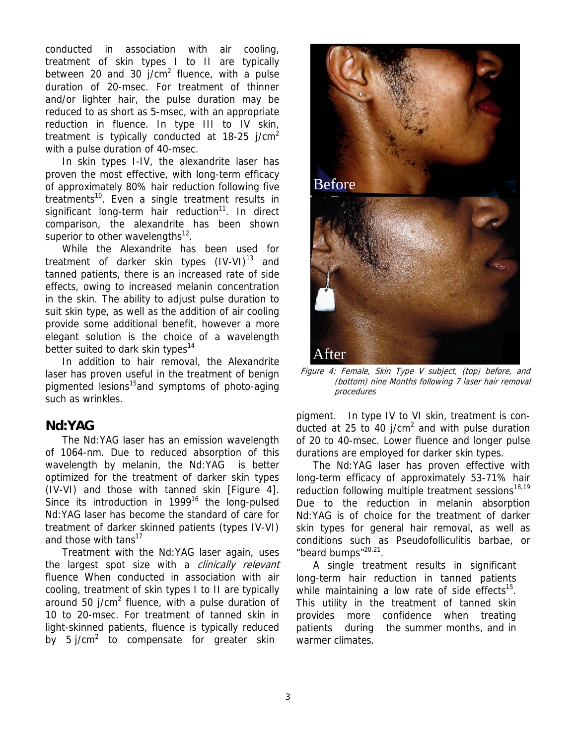conducted in association with air cooling, treatment of skin types I to II are typically between 20 and 30 j/cm$^2$ fluence, with a pulse duration of 20-msec. For treatment of thinner and/or lighter hair, the pulse duration may be reduced to as short as 5-msec, with an appropriate reduction in fluence. In type III to IV skin, treatment is typically conducted at 18-25 j/cm$^2$ with a pulse duration of 40-msec.

In skin types I-IV, the alexandrite laser has proven the most effective, with long-term efficacy of approximately 80% hair reduction following five treatments[10]. Even a single treatment results in significant long-term hair reduction[11]. In direct comparison, the alexandrite has been shown superior to other wavelengths[12].

While the Alexandrite has been used for treatment of darker skin types (IV-VI)[13] and tanned patients, there is an increased rate of side effects, owing to increased melanin concentration in the skin. The ability to adjust pulse duration to suit skin type, as well as the addition of air cooling provide some additional benefit, however a more elegant solution is the choice of a wavelength better suited to dark skin types[14]

In addition to hair removal, the Alexandrite laser has proven useful in the treatment of benign pigmented lesions[15]and symptoms of photo-aging such as wrinkles.

## Nd:YAG

The Nd:YAG laser has an emission wavelength of 1064-nm. Due to reduced absorption of this wavelength by melanin, the Nd:YAG is better optimized for the treatment of darker skin types (IV-VI) and those with tanned skin [Figure 4]. Since its introduction in 1999[16] the long-pulsed Nd:YAG laser has become the standard of care for treatment of darker skinned patients (types IV-VI) and those with tans[17]

Treatment with the Nd:YAG laser again, uses the largest spot size with a *clinically relevant* fluence When conducted in association with air cooling, treatment of skin types I to II are typically around 50 j/cm$^2$ fluence, with a pulse duration of 10 to 20-msec. For treatment of tanned skin in light-skinned patients, fluence is typically reduced by 5 j/cm$^2$ to compensate for greater skin pigment. In type IV to VI skin, treatment is conducted at 25 to 40 j/cm$^2$ and with pulse duration of 20 to 40-msec. Lower fluence and longer pulse durations are employed for darker skin types.

Before

After

*Figure 4: Female, Skin Type V subject, (top) before, and (bottom) nine Months following 7 laser hair removal procedures*

The Nd:YAG laser has proven effective with long-term efficacy of approximately 53-71% hair reduction following multiple treatment sessions[18,19] Due to the reduction in melanin absorption Nd:YAG is of choice for the treatment of darker skin types for general hair removal, as well as conditions such as Pseudofolliculitis barbae, or "beard bumps"[20,21].

A single treatment results in significant long-term hair reduction in tanned patients while maintaining a low rate of side effects[15]. This utility in the treatment of tanned skin provides more confidence when treating patients during the summer months, and in warmer climates.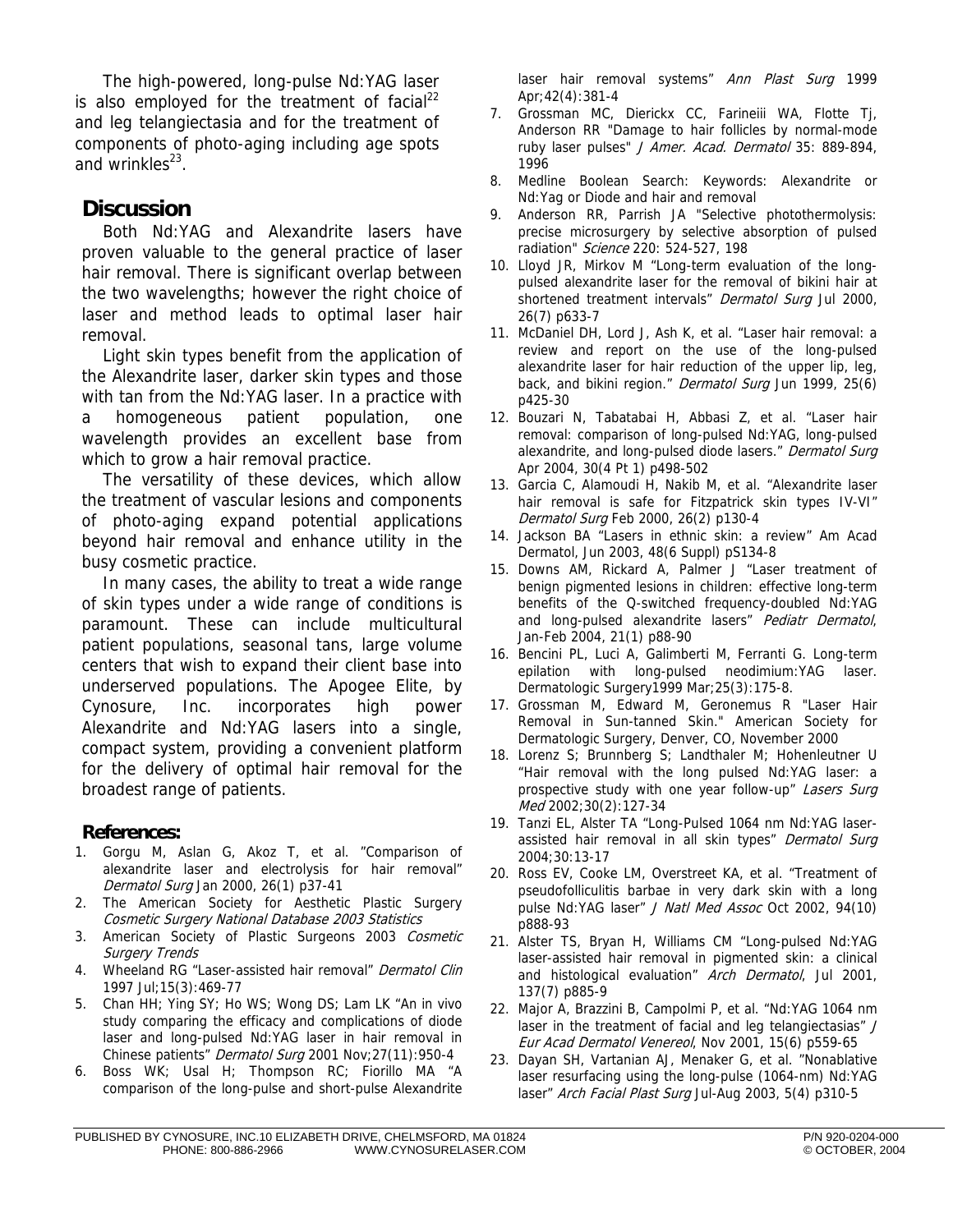The high-powered, long-pulse Nd:YAG laser is also employed for the treatment of facial[22] and leg telangiectasia and for the treatment of components of photo-aging including age spots and wrinkles[23].

## Discussion

Both Nd:YAG and Alexandrite lasers have proven valuable to the general practice of laser hair removal. There is significant overlap between the two wavelengths; however the right choice of laser and method leads to optimal laser hair removal.

Light skin types benefit from the application of the Alexandrite laser, darker skin types and those with tan from the Nd:YAG laser. In a practice with a homogeneous patient population, one wavelength provides an excellent base from which to grow a hair removal practice.

The versatility of these devices, which allow the treatment of vascular lesions and components of photo-aging expand potential applications beyond hair removal and enhance utility in the busy cosmetic practice.

In many cases, the ability to treat a wide range of skin types under a wide range of conditions is paramount. These can include multicultural patient populations, seasonal tans, large volume centers that wish to expand their client base into underserved populations. The Apogee Elite, by Cynosure, Inc. incorporates high power Alexandrite and Nd:YAG lasers into a single, compact system, providing a convenient platform for the delivery of optimal hair removal for the broadest range of patients.

### References:

1. Gorgu M, Aslan G, Akoz T, et al. "Comparison of alexandrite laser and electrolysis for hair removal" *Dermatol Surg* Jan 2000, 26(1) p37-41
2. The American Society for Aesthetic Plastic Surgery *Cosmetic Surgery National Database 2003 Statistics*
3. American Society of Plastic Surgeons 2003 *Cosmetic Surgery Trends*
4. Wheeland RG "Laser-assisted hair removal" *Dermatol Clin* 1997 Jul;15(3):469-77
5. Chan HH; Ying SY; Ho WS; Wong DS; Lam LK "An in vivo study comparing the efficacy and complications of diode laser and long-pulsed Nd:YAG laser in hair removal in Chinese patients" *Dermatol Surg* 2001 Nov;27(11):950-4
6. Boss WK; Usal H; Thompson RC; Fiorillo MA "A comparison of the long-pulse and short-pulse Alexandrite laser hair removal systems" *Ann Plast Surg* 1999 Apr;42(4):381-4
7. Grossman MC, Dierickx CC, Farineiii WA, Flotte Tj, Anderson RR "Damage to hair follicles by normal-mode ruby laser pulses" *J Amer. Acad. Dermatol* 35: 889-894, 1996
8. Medline Boolean Search: Keywords: Alexandrite or Nd:Yag or Diode and hair and removal
9. Anderson RR, Parrish JA "Selective photothermolysis: precise microsurgery by selective absorption of pulsed radiation" *Science* 220: 524-527, 198
10. Lloyd JR, Mirkov M "Long-term evaluation of the long-pulsed alexandrite laser for the removal of bikini hair at shortened treatment intervals" *Dermatol Surg* Jul 2000, 26(7) p633-7
11. McDaniel DH, Lord J, Ash K, et al. "Laser hair removal: a review and report on the use of the long-pulsed alexandrite laser for hair reduction of the upper lip, leg, back, and bikini region." *Dermatol Surg* Jun 1999, 25(6) p425-30
12. Bouzari N, Tabatabai H, Abbasi Z, et al. "Laser hair removal: comparison of long-pulsed Nd:YAG, long-pulsed alexandrite, and long-pulsed diode lasers." *Dermatol Surg* Apr 2004, 30(4 Pt 1) p498-502
13. Garcia C, Alamoudi H, Nakib M, et al. "Alexandrite laser hair removal is safe for Fitzpatrick skin types IV-VI" *Dermatol Surg* Feb 2000, 26(2) p130-4
14. Jackson BA "Lasers in ethnic skin: a review" Am Acad Dermatol, Jun 2003, 48(6 Suppl) pS134-8
15. Downs AM, Rickard A, Palmer J "Laser treatment of benign pigmented lesions in children: effective long-term benefits of the Q-switched frequency-doubled Nd:YAG and long-pulsed alexandrite lasers" *Pediatr Dermatol*, Jan-Feb 2004, 21(1) p88-90
16. Bencini PL, Luci A, Galimberti M, Ferranti G. Long-term epilation with long-pulsed neodimium:YAG laser. Dermatologic Surgery1999 Mar;25(3):175-8.
17. Grossman M, Edward M, Geronemus R "Laser Hair Removal in Sun-tanned Skin." American Society for Dermatologic Surgery, Denver, CO, November 2000
18. Lorenz S; Brunnberg S; Landthaler M; Hohenleutner U "Hair removal with the long pulsed Nd:YAG laser: a prospective study with one year follow-up" *Lasers Surg Med* 2002;30(2):127-34
19. Tanzi EL, Alster TA "Long-Pulsed 1064 nm Nd:YAG laser-assisted hair removal in all skin types" *Dermatol Surg* 2004;30:13-17
20. Ross EV, Cooke LM, Overstreet KA, et al. "Treatment of pseudofolliculitis barbae in very dark skin with a long pulse Nd:YAG laser" *J Natl Med Assoc* Oct 2002, 94(10) p888-93
21. Alster TS, Bryan H, Williams CM "Long-pulsed Nd:YAG laser-assisted hair removal in pigmented skin: a clinical and histological evaluation" *Arch Dermatol*, Jul 2001, 137(7) p885-9
22. Major A, Brazzini B, Campolmi P, et al. "Nd:YAG 1064 nm laser in the treatment of facial and leg telangiectasias" *J Eur Acad Dermatol Venereol*, Nov 2001, 15(6) p559-65
23. Dayan SH, Vartanian AJ, Menaker G, et al. "Nonablative laser resurfacing using the long-pulse (1064-nm) Nd:YAG laser" *Arch Facial Plast Surg* Jul-Aug 2003, 5(4) p310-5

PUBLISHED BY CYNOSURE, INC.10 ELIZABETH DRIVE, CHELMSFORD, MA 01824
PHONE: 800-886-2966 WWW.CYNOSURELASER.COM

P/N 920-0204-000
© OCTOBER, 2004